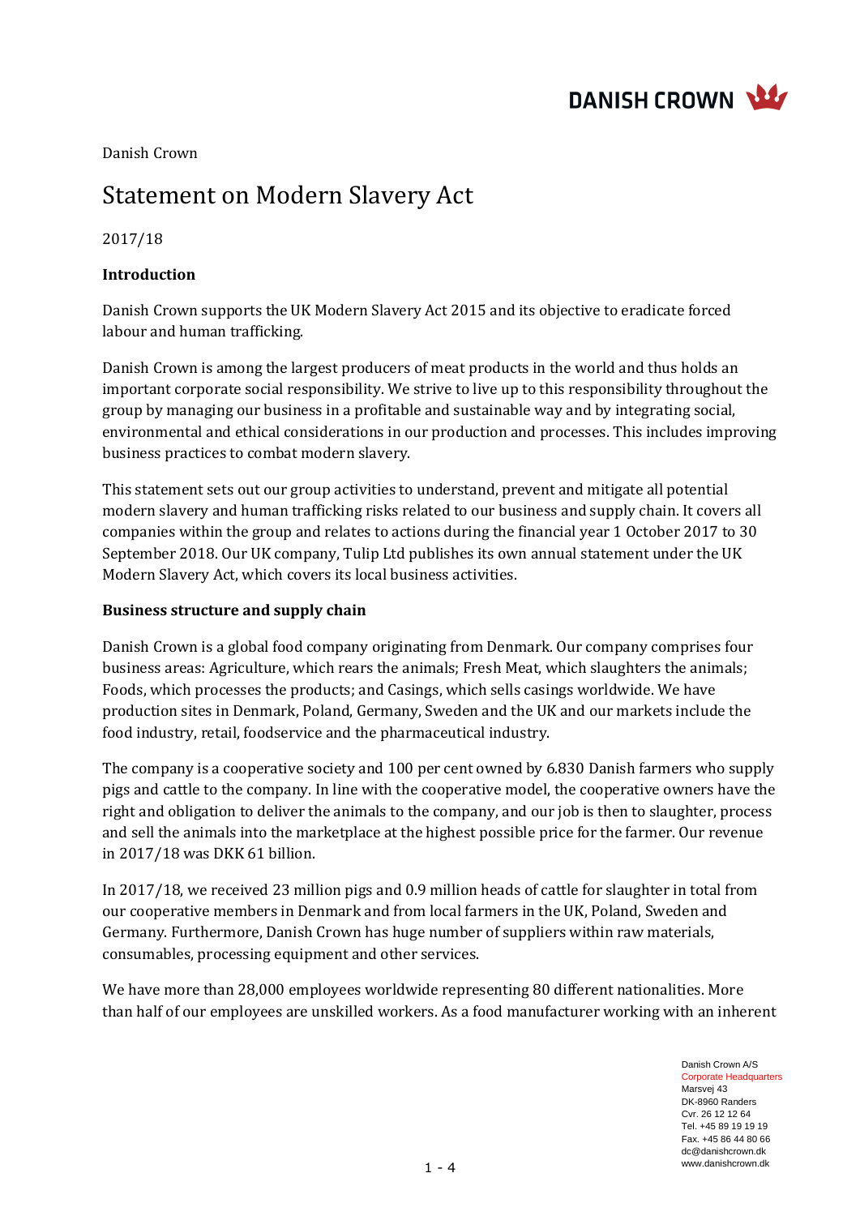Danish Crown

# Statement on Modern Slavery Act

2017/18

## Introduction

Danish Crown supports the UK Modern Slavery Act 2015 and its objective to eradicate forced labour and human trafficking.

Danish Crown is among the largest producers of meat products in the world and thus holds an important corporate social responsibility. We strive to live up to this responsibility throughout the group by managing our business in a profitable and sustainable way and by integrating social, environmental and ethical considerations in our production and processes. This includes improving business practices to combat modern slavery.

This statement sets out our group activities to understand, prevent and mitigate all potential modern slavery and human trafficking risks related to our business and supply chain. It covers all companies within the group and relates to actions during the financial year 1 October 2017 to 30 September 2018. Our UK company, Tulip Ltd publishes its own annual statement under the UK Modern Slavery Act, which covers its local business activities.

## Business structure and supply chain

Danish Crown is a global food company originating from Denmark. Our company comprises four business areas: Agriculture, which rears the animals; Fresh Meat, which slaughters the animals; Foods, which processes the products; and Casings, which sells casings worldwide. We have production sites in Denmark, Poland, Germany, Sweden and the UK and our markets include the food industry, retail, foodservice and the pharmaceutical industry.

The company is a cooperative society and 100 per cent owned by 6.830 Danish farmers who supply pigs and cattle to the company. In line with the cooperative model, the cooperative owners have the right and obligation to deliver the animals to the company, and our job is then to slaughter, process and sell the animals into the marketplace at the highest possible price for the farmer. Our revenue in 2017/18 was DKK 61 billion.

In 2017/18, we received 23 million pigs and 0.9 million heads of cattle for slaughter in total from our cooperative members in Denmark and from local farmers in the UK, Poland, Sweden and Germany. Furthermore, Danish Crown has huge number of suppliers within raw materials, consumables, processing equipment and other services.

We have more than 28,000 employees worldwide representing 80 different nationalities. More than half of our employees are unskilled workers. As a food manufacturer working with an inherent

Danish Crown A/S
Corporate Headquarters
Marsvej 43
DK-8960 Randers
Cvr. 26 12 12 64
Tel. +45 89 19 19 19
Fax. +45 86 44 80 66
dc@danishcrown.dk
www.danishcrown.dk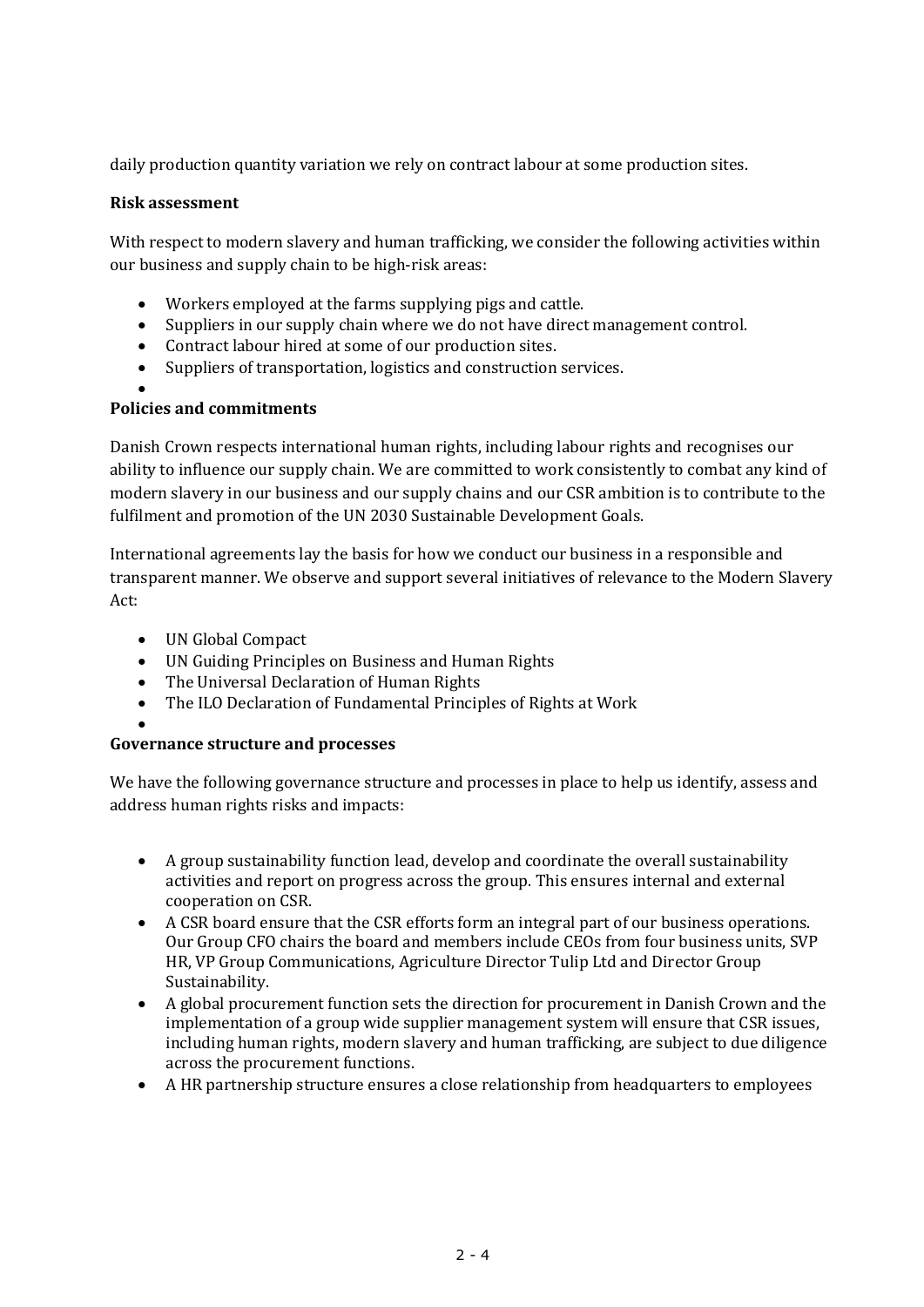daily production quantity variation we rely on contract labour at some production sites.

**Risk assessment**

With respect to modern slavery and human trafficking, we consider the following activities within our business and supply chain to be high-risk areas:

- Workers employed at the farms supplying pigs and cattle.
- Suppliers in our supply chain where we do not have direct management control.
- Contract labour hired at some of our production sites.
- Suppliers of transportation, logistics and construction services.

**Policies and commitments**

Danish Crown respects international human rights, including labour rights and recognises our ability to influence our supply chain. We are committed to work consistently to combat any kind of modern slavery in our business and our supply chains and our CSR ambition is to contribute to the fulfilment and promotion of the UN 2030 Sustainable Development Goals.

International agreements lay the basis for how we conduct our business in a responsible and transparent manner. We observe and support several initiatives of relevance to the Modern Slavery Act:

- UN Global Compact
- UN Guiding Principles on Business and Human Rights
- The Universal Declaration of Human Rights
- The ILO Declaration of Fundamental Principles of Rights at Work

**Governance structure and processes**

We have the following governance structure and processes in place to help us identify, assess and address human rights risks and impacts:

- A group sustainability function lead, develop and coordinate the overall sustainability activities and report on progress across the group. This ensures internal and external cooperation on CSR.
- A CSR board ensure that the CSR efforts form an integral part of our business operations. Our Group CFO chairs the board and members include CEOs from four business units, SVP HR, VP Group Communications, Agriculture Director Tulip Ltd and Director Group Sustainability.
- A global procurement function sets the direction for procurement in Danish Crown and the implementation of a group wide supplier management system will ensure that CSR issues, including human rights, modern slavery and human trafficking, are subject to due diligence across the procurement functions.
- A HR partnership structure ensures a close relationship from headquarters to employees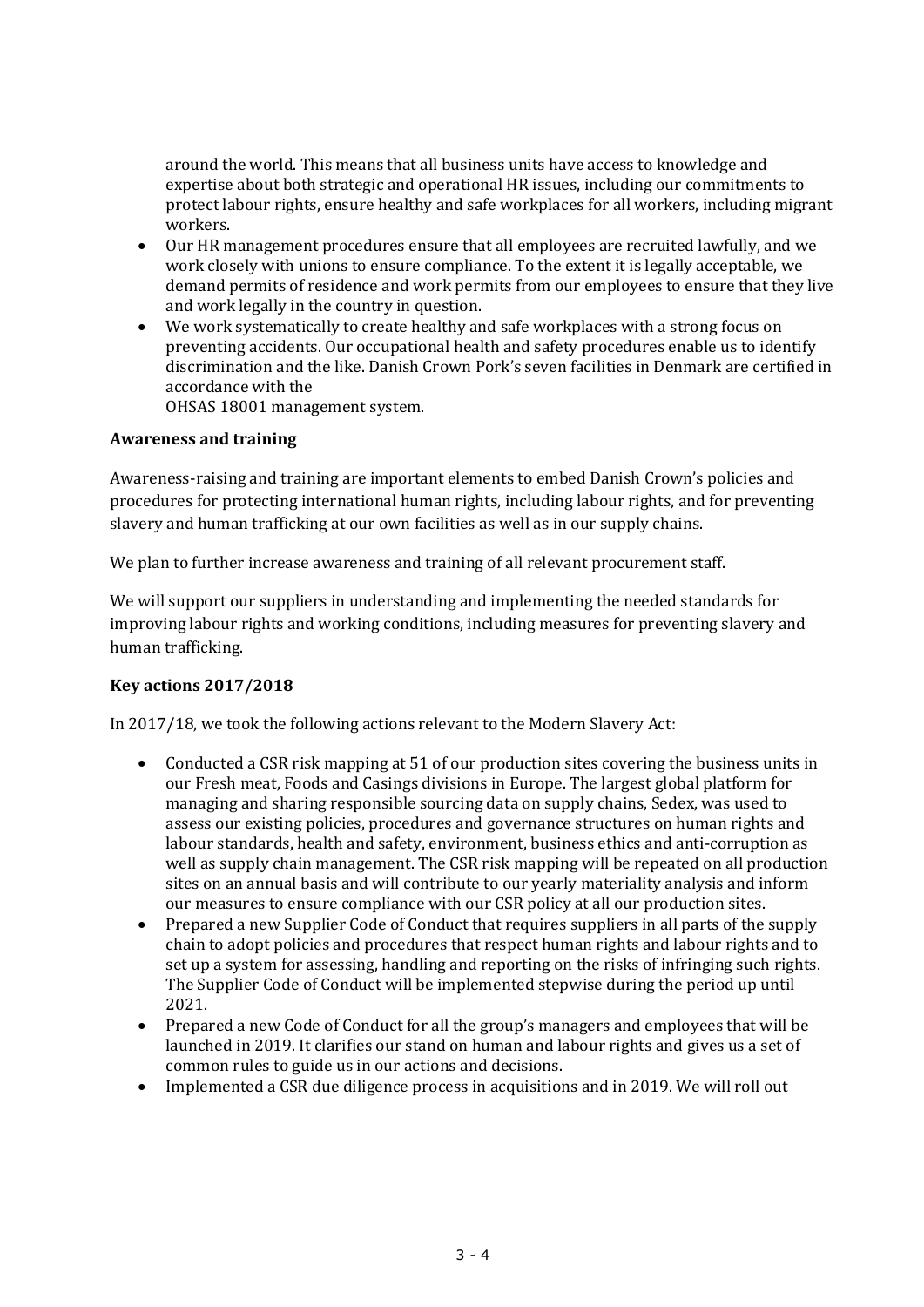around the world. This means that all business units have access to knowledge and expertise about both strategic and operational HR issues, including our commitments to protect labour rights, ensure healthy and safe workplaces for all workers, including migrant workers.

- Our HR management procedures ensure that all employees are recruited lawfully, and we work closely with unions to ensure compliance. To the extent it is legally acceptable, we demand permits of residence and work permits from our employees to ensure that they live and work legally in the country in question.
- We work systematically to create healthy and safe workplaces with a strong focus on preventing accidents. Our occupational health and safety procedures enable us to identify discrimination and the like. Danish Crown Pork's seven facilities in Denmark are certified in accordance with the OHSAS 18001 management system.

**Awareness and training**

Awareness-raising and training are important elements to embed Danish Crown's policies and procedures for protecting international human rights, including labour rights, and for preventing slavery and human trafficking at our own facilities as well as in our supply chains.

We plan to further increase awareness and training of all relevant procurement staff.

We will support our suppliers in understanding and implementing the needed standards for improving labour rights and working conditions, including measures for preventing slavery and human trafficking.

**Key actions 2017/2018**

In 2017/18, we took the following actions relevant to the Modern Slavery Act:

- Conducted a CSR risk mapping at 51 of our production sites covering the business units in our Fresh meat, Foods and Casings divisions in Europe. The largest global platform for managing and sharing responsible sourcing data on supply chains, Sedex, was used to assess our existing policies, procedures and governance structures on human rights and labour standards, health and safety, environment, business ethics and anti-corruption as well as supply chain management. The CSR risk mapping will be repeated on all production sites on an annual basis and will contribute to our yearly materiality analysis and inform our measures to ensure compliance with our CSR policy at all our production sites.
- Prepared a new Supplier Code of Conduct that requires suppliers in all parts of the supply chain to adopt policies and procedures that respect human rights and labour rights and to set up a system for assessing, handling and reporting on the risks of infringing such rights. The Supplier Code of Conduct will be implemented stepwise during the period up until 2021.
- Prepared a new Code of Conduct for all the group's managers and employees that will be launched in 2019. It clarifies our stand on human and labour rights and gives us a set of common rules to guide us in our actions and decisions.
- Implemented a CSR due diligence process in acquisitions and in 2019. We will roll out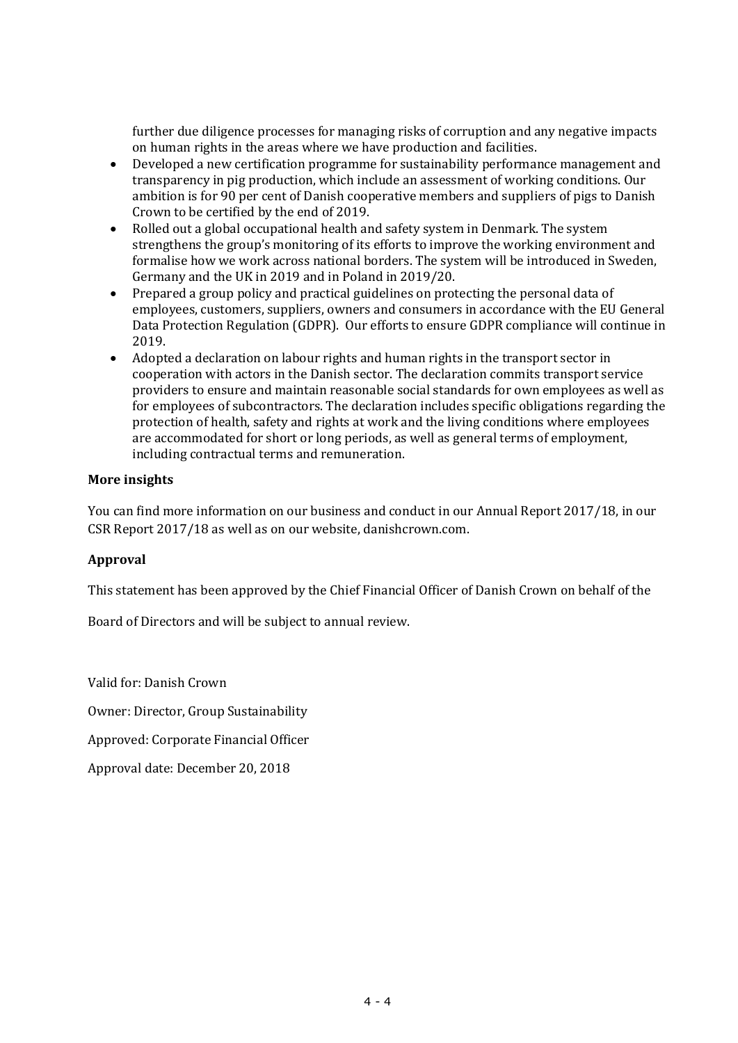further due diligence processes for managing risks of corruption and any negative impacts on human rights in the areas where we have production and facilities.

- Developed a new certification programme for sustainability performance management and transparency in pig production, which include an assessment of working conditions. Our ambition is for 90 per cent of Danish cooperative members and suppliers of pigs to Danish Crown to be certified by the end of 2019.
- Rolled out a global occupational health and safety system in Denmark. The system strengthens the group's monitoring of its efforts to improve the working environment and formalise how we work across national borders. The system will be introduced in Sweden, Germany and the UK in 2019 and in Poland in 2019/20.
- Prepared a group policy and practical guidelines on protecting the personal data of employees, customers, suppliers, owners and consumers in accordance with the EU General Data Protection Regulation (GDPR). Our efforts to ensure GDPR compliance will continue in 2019.
- Adopted a declaration on labour rights and human rights in the transport sector in cooperation with actors in the Danish sector. The declaration commits transport service providers to ensure and maintain reasonable social standards for own employees as well as for employees of subcontractors. The declaration includes specific obligations regarding the protection of health, safety and rights at work and the living conditions where employees are accommodated for short or long periods, as well as general terms of employment, including contractual terms and remuneration.

**More insights**

You can find more information on our business and conduct in our Annual Report 2017/18, in our CSR Report 2017/18 as well as on our website, danishcrown.com.

**Approval**

This statement has been approved by the Chief Financial Officer of Danish Crown on behalf of the Board of Directors and will be subject to annual review.

Valid for: Danish Crown

Owner: Director, Group Sustainability

Approved: Corporate Financial Officer

Approval date: December 20, 2018